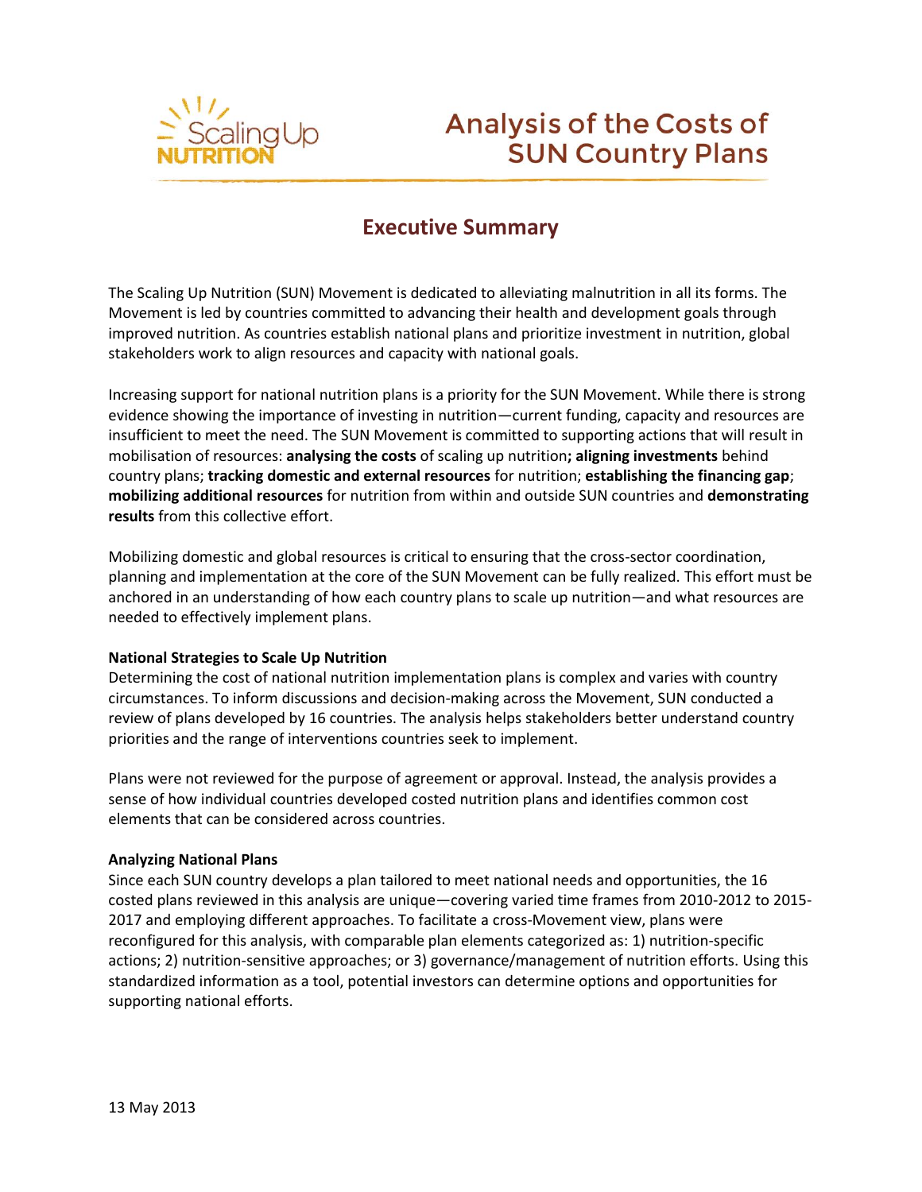# Analysis of the Costs of SUN Country Plans

## Executive Summary

The Scaling Up Nutrition (SUN) Movement is dedicated to alleviating malnutrition in all its forms. The Movement is led by countries committed to advancing their health and development goals through improved nutrition. As countries establish national plans and prioritize investment in nutrition, global stakeholders work to align resources and capacity with national goals.

Increasing support for national nutrition plans is a priority for the SUN Movement. While there is strong evidence showing the importance of investing in nutrition—current funding, capacity and resources are insufficient to meet the need. The SUN Movement is committed to supporting actions that will result in mobilisation of resources: **analysing the costs** of scaling up nutrition**; aligning investments** behind country plans; **tracking domestic and external resources** for nutrition; **establishing the financing gap**; **mobilizing additional resources** for nutrition from within and outside SUN countries and **demonstrating results** from this collective effort.

Mobilizing domestic and global resources is critical to ensuring that the cross-sector coordination, planning and implementation at the core of the SUN Movement can be fully realized. This effort must be anchored in an understanding of how each country plans to scale up nutrition—and what resources are needed to effectively implement plans.

### National Strategies to Scale Up Nutrition

Determining the cost of national nutrition implementation plans is complex and varies with country circumstances. To inform discussions and decision-making across the Movement, SUN conducted a review of plans developed by 16 countries. The analysis helps stakeholders better understand country priorities and the range of interventions countries seek to implement.

Plans were not reviewed for the purpose of agreement or approval. Instead, the analysis provides a sense of how individual countries developed costed nutrition plans and identifies common cost elements that can be considered across countries.

### Analyzing National Plans

Since each SUN country develops a plan tailored to meet national needs and opportunities, the 16 costed plans reviewed in this analysis are unique—covering varied time frames from 2010-2012 to 2015-2017 and employing different approaches. To facilitate a cross-Movement view, plans were reconfigured for this analysis, with comparable plan elements categorized as: 1) nutrition-specific actions; 2) nutrition-sensitive approaches; or 3) governance/management of nutrition efforts. Using this standardized information as a tool, potential investors can determine options and opportunities for supporting national efforts.

13 May 2013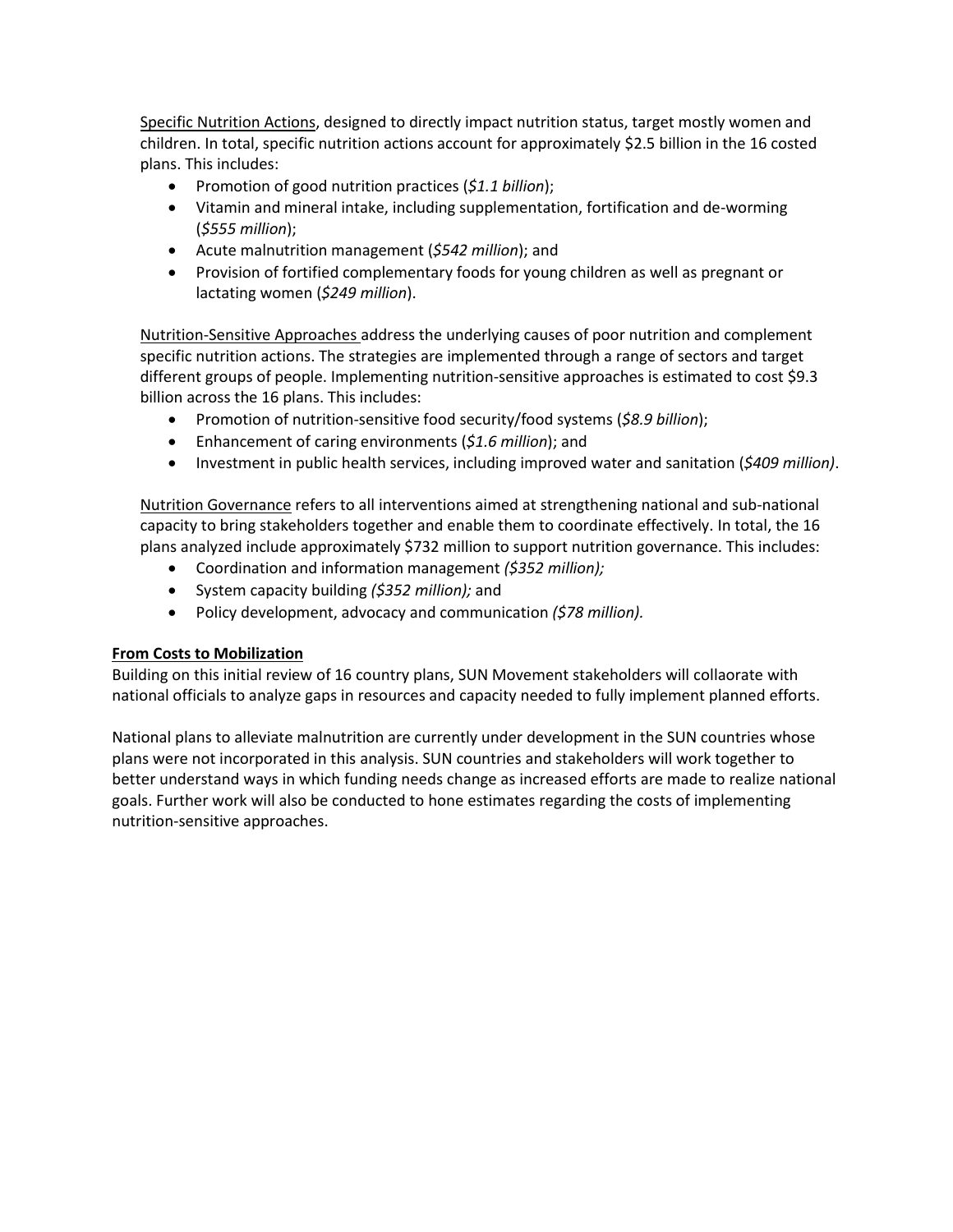<u>Specific Nutrition Actions</u>, designed to directly impact nutrition status, target mostly women and children. In total, specific nutrition actions account for approximately $2.5 billion in the 16 costed plans. This includes:

- Promotion of good nutrition practices (*$1.1 billion*);
- Vitamin and mineral intake, including supplementation, fortification and de-worming (*$555 million*);
- Acute malnutrition management (*$542 million*); and
- Provision of fortified complementary foods for young children as well as pregnant or lactating women (*$249 million*).

<u>Nutrition-Sensitive Approaches</u> address the underlying causes of poor nutrition and complement specific nutrition actions. The strategies are implemented through a range of sectors and target different groups of people. Implementing nutrition-sensitive approaches is estimated to cost $9.3 billion across the 16 plans. This includes:

- Promotion of nutrition-sensitive food security/food systems (*$8.9 billion*);
- Enhancement of caring environments (*$1.6 million*); and
- Investment in public health services, including improved water and sanitation (*$409 million)*.

<u>Nutrition Governance</u> refers to all interventions aimed at strengthening national and sub-national capacity to bring stakeholders together and enable them to coordinate effectively. In total, the 16 plans analyzed include approximately $732 million to support nutrition governance. This includes:

- Coordination and information management *($352 million);*
- System capacity building *($352 million);* and
- Policy development, advocacy and communication *($78 million).*

**<u>From Costs to Mobilization</u>**

Building on this initial review of 16 country plans, SUN Movement stakeholders will collaorate with national officials to analyze gaps in resources and capacity needed to fully implement planned efforts.

National plans to alleviate malnutrition are currently under development in the SUN countries whose plans were not incorporated in this analysis. SUN countries and stakeholders will work together to better understand ways in which funding needs change as increased efforts are made to realize national goals. Further work will also be conducted to hone estimates regarding the costs of implementing nutrition-sensitive approaches.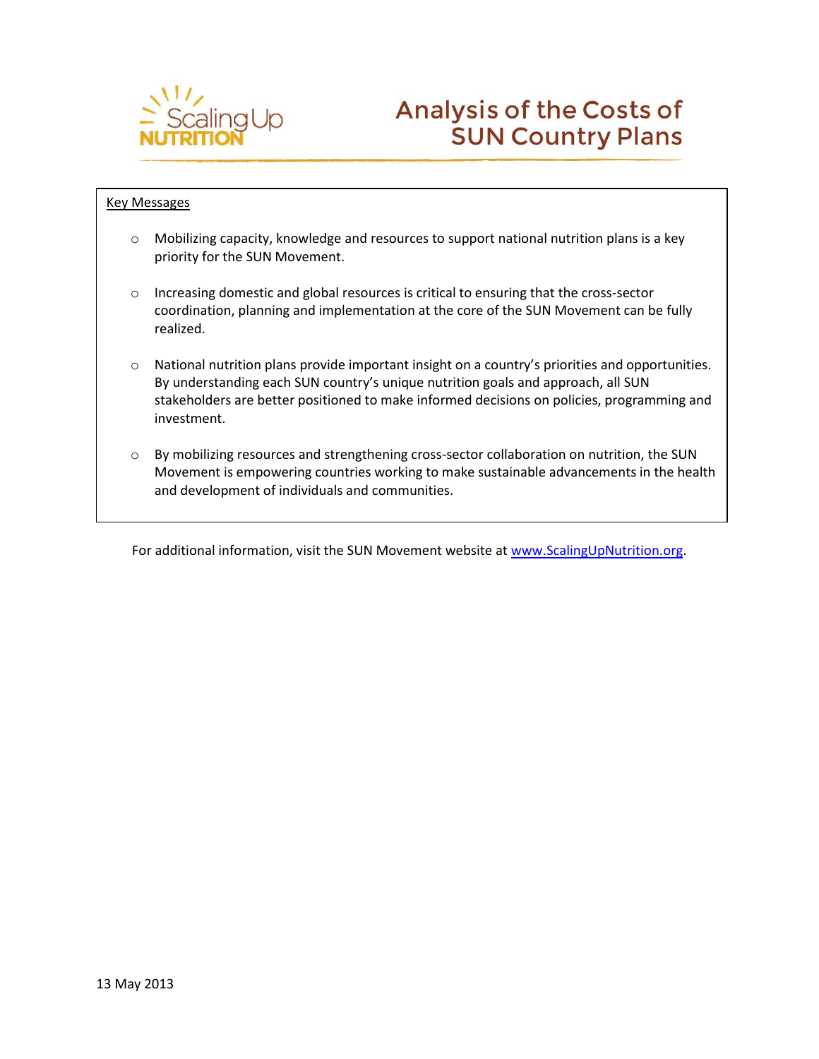# Analysis of the Costs of SUN Country Plans

Key Messages

- Mobilizing capacity, knowledge and resources to support national nutrition plans is a key priority for the SUN Movement.
- Increasing domestic and global resources is critical to ensuring that the cross-sector coordination, planning and implementation at the core of the SUN Movement can be fully realized.
- National nutrition plans provide important insight on a country's priorities and opportunities. By understanding each SUN country's unique nutrition goals and approach, all SUN stakeholders are better positioned to make informed decisions on policies, programming and investment.
- By mobilizing resources and strengthening cross-sector collaboration on nutrition, the SUN Movement is empowering countries working to make sustainable advancements in the health and development of individuals and communities.

For additional information, visit the SUN Movement website at www.ScalingUpNutrition.org.

13 May 2013